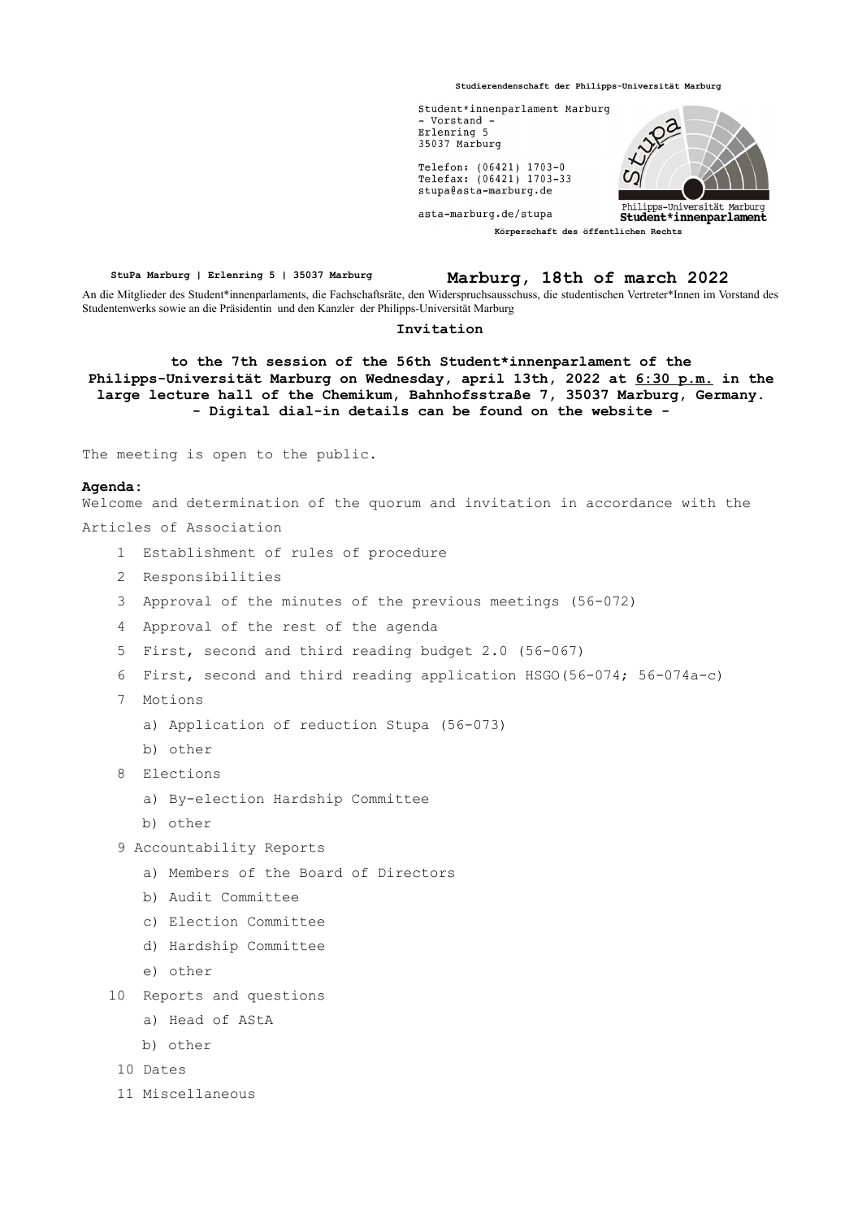Studierendenschaft der Philipps-Universität Marburg

Student*innenparlament Marburg
- Vorstand -
Erlenring 5
35037 Marburg

Telefon: (06421) 1703-0
Telefax: (06421) 1703-33
stupa@asta-marburg.de

asta-marburg.de/stupa

Philipps-Universität Marburg
**Student*innenparlament**

Körperschaft des öffentlichen Rechts

StuPa Marburg | Erlenring 5 | 35037 Marburg

**Marburg, 18th of march 2022**

An die Mitglieder des Student*innenparlaments, die Fachschaftsräte, den Widerspruchsausschuss, die studentischen Vertreter*Innen im Vorstand des Studentenwerks sowie an die Präsidentin und den Kanzler der Philipps-Universität Marburg

**Invitation**

**to the 7th session of the 56th Student*innenparlament of the Philipps-Universität Marburg on Wednesday, april 13th, 2022 at 6:30 p.m. in the large lecture hall of the Chemikum, Bahnhofsstraße 7, 35037 Marburg, Germany.**
**- Digital dial-in details can be found on the website -**

The meeting is open to the public.

**Agenda:**

Welcome and determination of the quorum and invitation in accordance with the Articles of Association

1 Establishment of rules of procedure
2 Responsibilities
3 Approval of the minutes of the previous meetings (56-072)
4 Approval of the rest of the agenda
5 First, second and third reading budget 2.0 (56-067)
6 First, second and third reading application HSGO(56-074; 56-074a-c)
7 Motions
   a) Application of reduction Stupa (56-073)
   b) other
8 Elections
   a) By-election Hardship Committee
   b) other
9 Accountability Reports
   a) Members of the Board of Directors
   b) Audit Committee
   c) Election Committee
   d) Hardship Committee
   e) other
10 Reports and questions
   a) Head of AStA
   b) other
10 Dates
11 Miscellaneous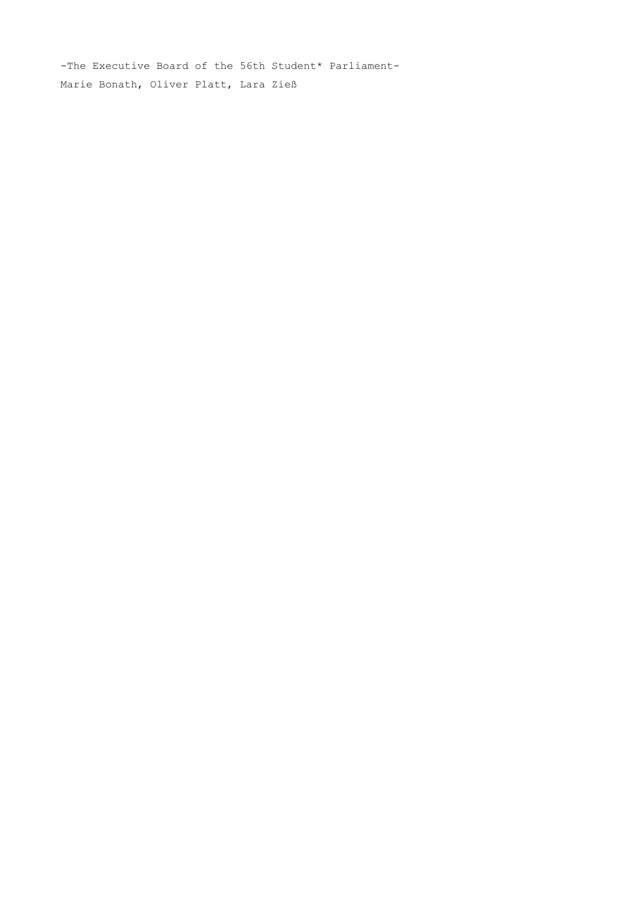-The Executive Board of the 56th Student* Parliament-

Marie Bonath, Oliver Platt, Lara Zieß